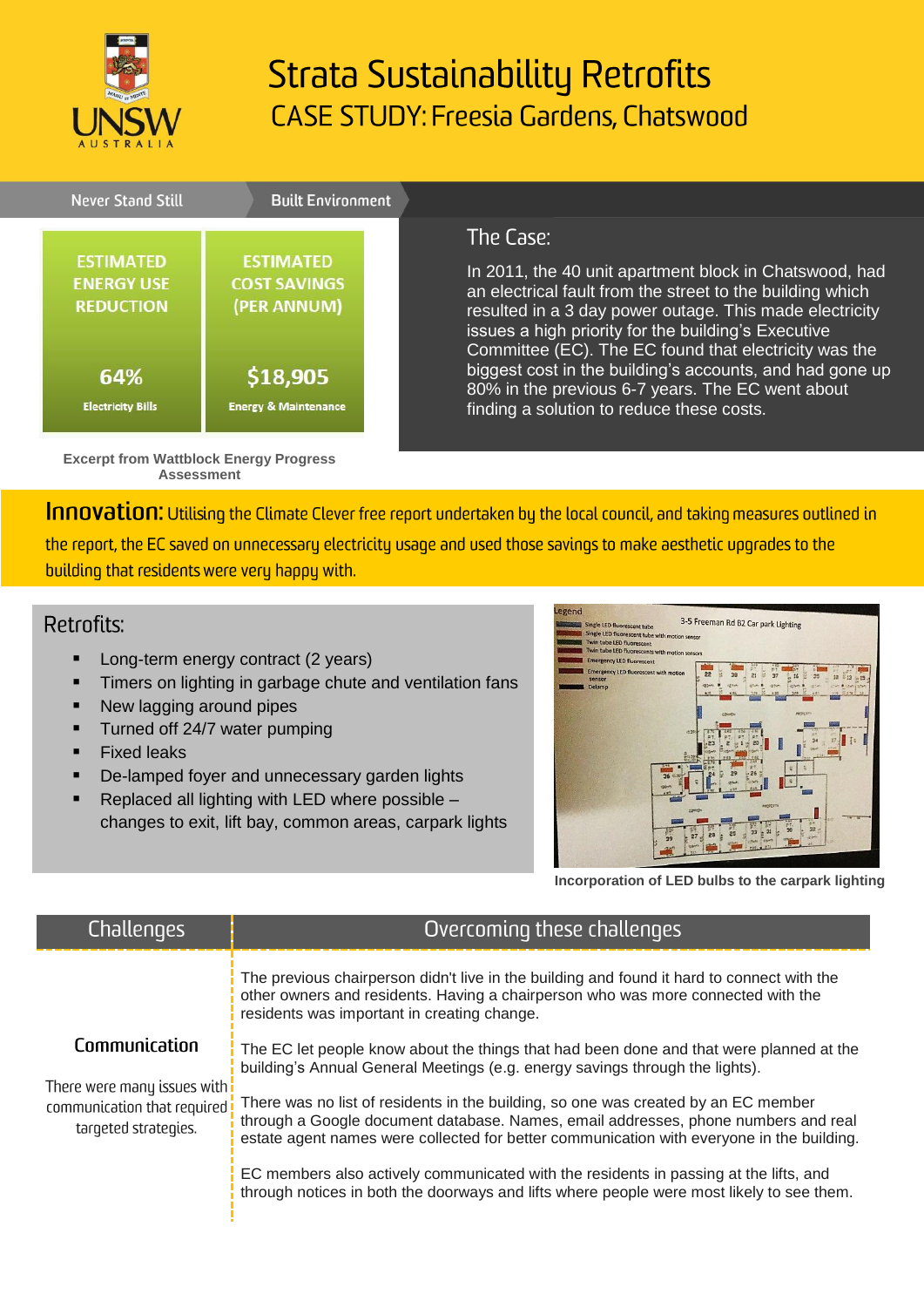# Strata Sustainability Retrofits

## CASE STUDY: Freesia Gardens, Chatswood

Never Stand Still | Built Environment

| ESTIMATED ENERGY USE REDUCTION | ESTIMATED COST SAVINGS (PER ANNUM) |
| --- | --- |
| 64% | $18,905 |
| Electricity Bills | Energy & Maintenance |

Excerpt from Wattblock Energy Progress Assessment

## The Case:

In 2011, the 40 unit apartment block in Chatswood, had an electrical fault from the street to the building which resulted in a 3 day power outage. This made electricity issues a high priority for the building's Executive Committee (EC). The EC found that electricity was the biggest cost in the building's accounts, and had gone up 80% in the previous 6-7 years. The EC went about finding a solution to reduce these costs.

**Innovation:** Utilising the Climate Clever free report undertaken by the local council, and taking measures outlined in the report, the EC saved on unnecessary electricity usage and used those savings to make aesthetic upgrades to the building that residents were very happy with.

## Retrofits:

- Long-term energy contract (2 years)
- Timers on lighting in garbage chute and ventilation fans
- New lagging around pipes
- Turned off 24/7 water pumping
- Fixed leaks
- De-lamped foyer and unnecessary garden lights
- Replaced all lighting with LED where possible – changes to exit, lift bay, common areas, carpark lights

Incorporation of LED bulbs to the carpark lighting

| Challenges | Overcoming these challenges |
| --- | --- |
| **Communication**<br><br>There were many issues with communication that required targeted strategies. | The previous chairperson didn't live in the building and found it hard to connect with the other owners and residents. Having a chairperson who was more connected with the residents was important in creating change.<br><br>The EC let people know about the things that had been done and that were planned at the building's Annual General Meetings (e.g. energy savings through the lights).<br><br>There was no list of residents in the building, so one was created by an EC member through a Google document database. Names, email addresses, phone numbers and real estate agent names were collected for better communication with everyone in the building.<br><br>EC members also actively communicated with the residents in passing at the lifts, and through notices in both the doorways and lifts where people were most likely to see them. |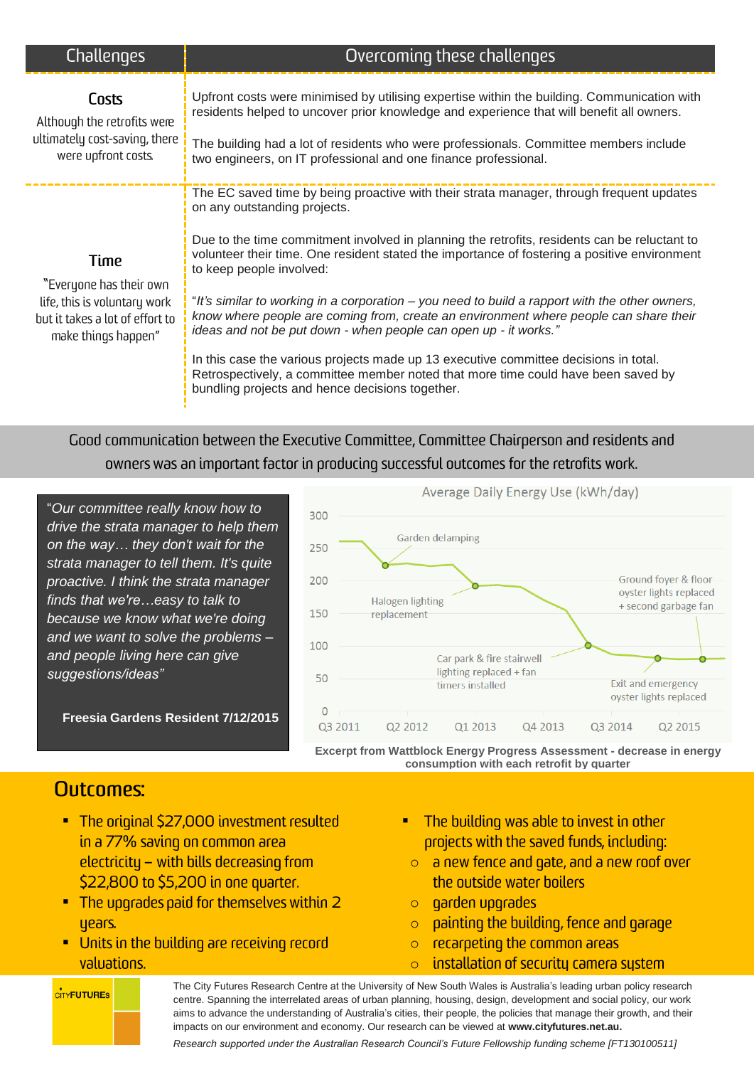| Challenges | Overcoming these challenges |
| --- | --- |
| **Costs**<br>Although the retrofits were ultimately cost-saving, there were upfront costs. | Upfront costs were minimised by utilising expertise within the building. Communication with residents helped to uncover prior knowledge and experience that will benefit all owners.<br><br>The building had a lot of residents who were professionals. Committee members include two engineers, on IT professional and one finance professional. |
| **Time**<br>"Everyone has their own life, this is voluntary work but it takes a lot of effort to make things happen" | The EC saved time by being proactive with their strata manager, through frequent updates on any outstanding projects.<br><br>Due to the time commitment involved in planning the retrofits, residents can be reluctant to volunteer their time. One resident stated the importance of fostering a positive environment to keep people involved:<br><br>"*It's similar to working in a corporation – you need to build a rapport with the other owners, know where people are coming from, create an environment where people can share their ideas and not be put down - when people can open up - it works."*<br><br>In this case the various projects made up 13 executive committee decisions in total. Retrospectively, a committee member noted that more time could have been saved by bundling projects and hence decisions together. |

Good communication between the Executive Committee, Committee Chairperson and residents and owners was an important factor in producing successful outcomes for the retrofits work.

> "*Our committee really know how to drive the strata manager to help them on the way… they don't wait for the strata manager to tell them. It's quite proactive. I think the strata manager finds that we're…easy to talk to because we know what we're doing and we want to solve the problems – and people living here can give suggestions/ideas"*
>
> **Freesia Gardens Resident 7/12/2015**

Average Daily Energy Use (kWh/day)

300
250
200
150
100
50
0

Q3 2011
Q2 2012
Q1 2013
Q4 2013
Q3 2014
Q2 2015

Garden delamping
Halogen lighting replacement
Car park & fire stairwell lighting replaced + fan timers installed
Ground foyer & floor oyster lights replaced + second garbage fan
Exit and emergency oyster lights replaced

**Excerpt from Wattblock Energy Progress Assessment - decrease in energy consumption with each retrofit by quarter**

## Outcomes:

- The original $27,000 investment resulted in a 77% saving on common area electricity – with bills decreasing from $22,800 to $5,200 in one quarter.
- The upgrades paid for themselves within 2 years.
- Units in the building are receiving record valuations.
- The building was able to invest in other projects with the saved funds, including:
  - a new fence and gate, and a new roof over the outside water boilers
  - garden upgrades
  - painting the building, fence and garage
  - recarpeting the common areas
  - installation of security camera system

CITYFUTURES

The City Futures Research Centre at the University of New South Wales is Australia's leading urban policy research centre. Spanning the interrelated areas of urban planning, housing, design, development and social policy, our work aims to advance the understanding of Australia's cities, their people, the policies that manage their growth, and their impacts on our environment and economy. Our research can be viewed at **www.cityfutures.net.au.**

*Research supported under the Australian Research Council's Future Fellowship funding scheme [FT130100511]*